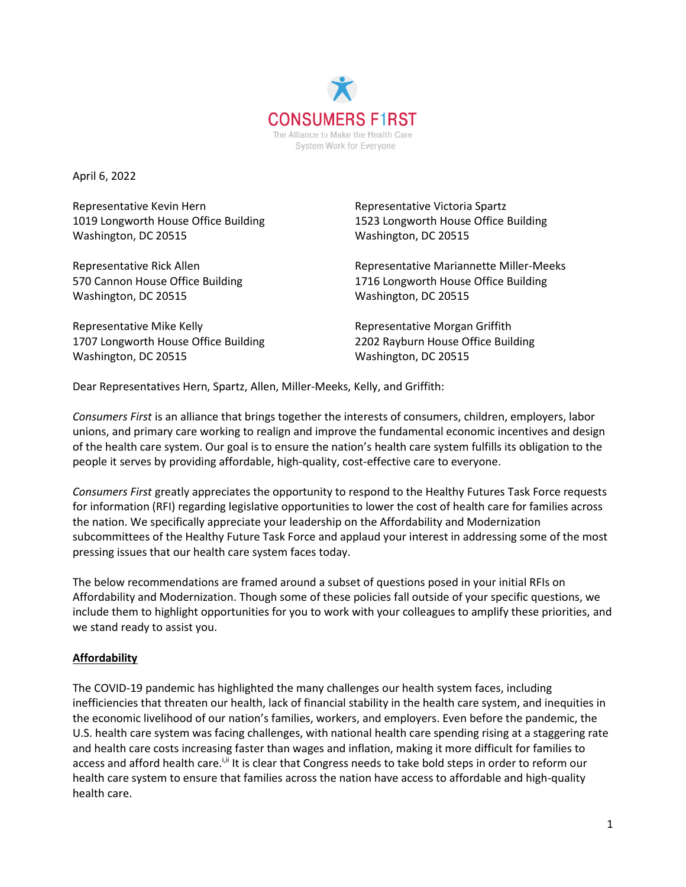CONSUMERS F1RST
The Alliance to Make the Health Care System Work for Everyone

April 6, 2022

Representative Kevin Hern
1019 Longworth House Office Building
Washington, DC 20515

Representative Rick Allen
570 Cannon House Office Building
Washington, DC 20515

Representative Mike Kelly
1707 Longworth House Office Building
Washington, DC 20515

Representative Victoria Spartz
1523 Longworth House Office Building
Washington, DC 20515

Representative Mariannette Miller-Meeks
1716 Longworth House Office Building
Washington, DC 20515

Representative Morgan Griffith
2202 Rayburn House Office Building
Washington, DC 20515

Dear Representatives Hern, Spartz, Allen, Miller-Meeks, Kelly, and Griffith:

*Consumers First* is an alliance that brings together the interests of consumers, children, employers, labor unions, and primary care working to realign and improve the fundamental economic incentives and design of the health care system. Our goal is to ensure the nation's health care system fulfills its obligation to the people it serves by providing affordable, high-quality, cost-effective care to everyone.

*Consumers First* greatly appreciates the opportunity to respond to the Healthy Futures Task Force requests for information (RFI) regarding legislative opportunities to lower the cost of health care for families across the nation. We specifically appreciate your leadership on the Affordability and Modernization subcommittees of the Healthy Future Task Force and applaud your interest in addressing some of the most pressing issues that our health care system faces today.

The below recommendations are framed around a subset of questions posed in your initial RFIs on Affordability and Modernization. Though some of these policies fall outside of your specific questions, we include them to highlight opportunities for you to work with your colleagues to amplify these priorities, and we stand ready to assist you.

## Affordability

The COVID-19 pandemic has highlighted the many challenges our health system faces, including inefficiencies that threaten our health, lack of financial stability in the health care system, and inequities in the economic livelihood of our nation's families, workers, and employers. Even before the pandemic, the U.S. health care system was facing challenges, with national health care spending rising at a staggering rate and health care costs increasing faster than wages and inflation, making it more difficult for families to access and afford health care.[i,ii] It is clear that Congress needs to take bold steps in order to reform our health care system to ensure that families across the nation have access to affordable and high-quality health care.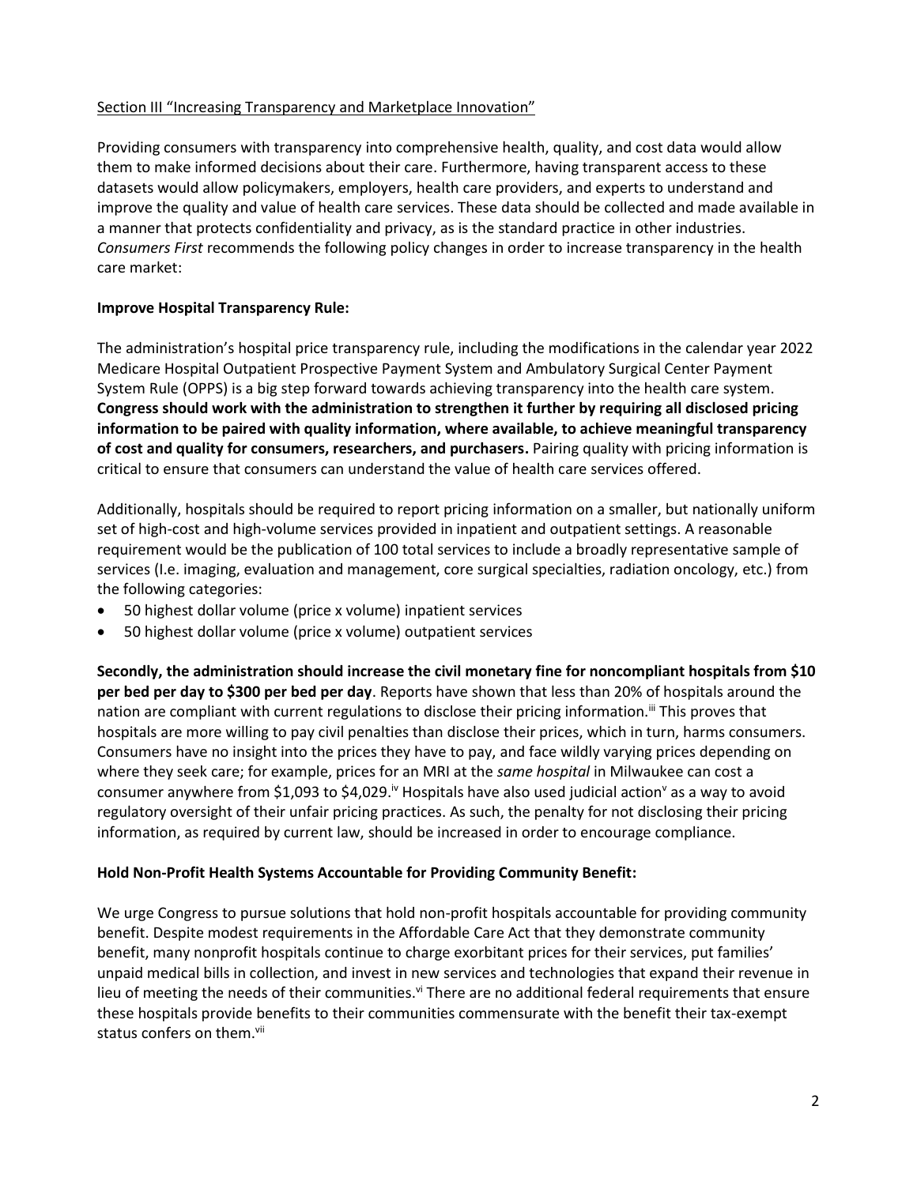<u>Section III "Increasing Transparency and Marketplace Innovation"</u>

Providing consumers with transparency into comprehensive health, quality, and cost data would allow them to make informed decisions about their care. Furthermore, having transparent access to these datasets would allow policymakers, employers, health care providers, and experts to understand and improve the quality and value of health care services. These data should be collected and made available in a manner that protects confidentiality and privacy, as is the standard practice in other industries. *Consumers First* recommends the following policy changes in order to increase transparency in the health care market:

**Improve Hospital Transparency Rule:**

The administration's hospital price transparency rule, including the modifications in the calendar year 2022 Medicare Hospital Outpatient Prospective Payment System and Ambulatory Surgical Center Payment System Rule (OPPS) is a big step forward towards achieving transparency into the health care system. **Congress should work with the administration to strengthen it further by requiring all disclosed pricing information to be paired with quality information, where available, to achieve meaningful transparency of cost and quality for consumers, researchers, and purchasers.** Pairing quality with pricing information is critical to ensure that consumers can understand the value of health care services offered.

Additionally, hospitals should be required to report pricing information on a smaller, but nationally uniform set of high-cost and high-volume services provided in inpatient and outpatient settings. A reasonable requirement would be the publication of 100 total services to include a broadly representative sample of services (I.e. imaging, evaluation and management, core surgical specialties, radiation oncology, etc.) from the following categories:

- 50 highest dollar volume (price x volume) inpatient services
- 50 highest dollar volume (price x volume) outpatient services

**Secondly, the administration should increase the civil monetary fine for noncompliant hospitals from $10 per bed per day to $300 per bed per day**. Reports have shown that less than 20% of hospitals around the nation are compliant with current regulations to disclose their pricing information.[iii] This proves that hospitals are more willing to pay civil penalties than disclose their prices, which in turn, harms consumers. Consumers have no insight into the prices they have to pay, and face wildly varying prices depending on where they seek care; for example, prices for an MRI at the *same hospital* in Milwaukee can cost a consumer anywhere from $1,093 to $4,029.[iv] Hospitals have also used judicial action[v] as a way to avoid regulatory oversight of their unfair pricing practices. As such, the penalty for not disclosing their pricing information, as required by current law, should be increased in order to encourage compliance.

**Hold Non-Profit Health Systems Accountable for Providing Community Benefit:**

We urge Congress to pursue solutions that hold non-profit hospitals accountable for providing community benefit. Despite modest requirements in the Affordable Care Act that they demonstrate community benefit, many nonprofit hospitals continue to charge exorbitant prices for their services, put families' unpaid medical bills in collection, and invest in new services and technologies that expand their revenue in lieu of meeting the needs of their communities.[vi] There are no additional federal requirements that ensure these hospitals provide benefits to their communities commensurate with the benefit their tax-exempt status confers on them.[vii]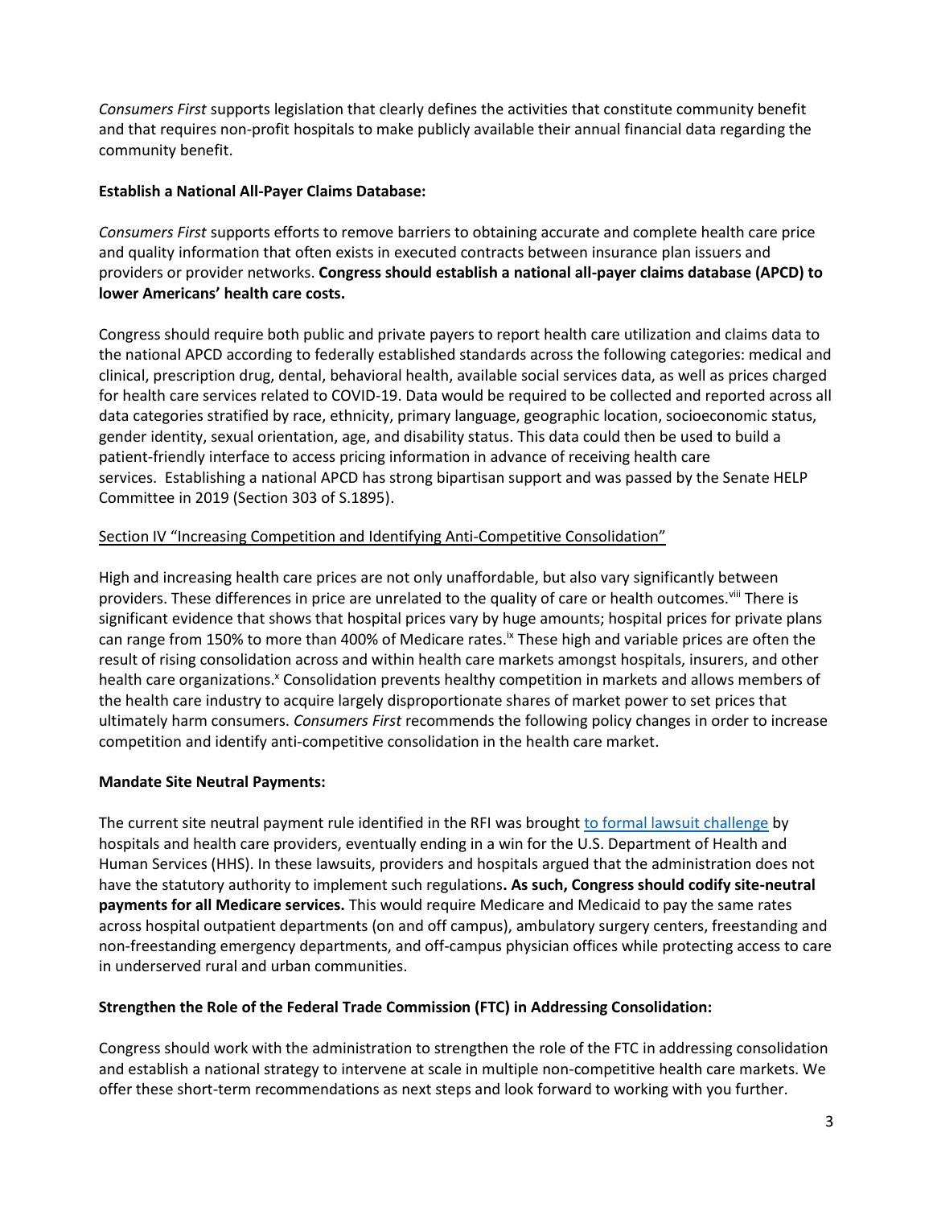*Consumers First* supports legislation that clearly defines the activities that constitute community benefit and that requires non-profit hospitals to make publicly available their annual financial data regarding the community benefit.

**Establish a National All-Payer Claims Database:**

*Consumers First* supports efforts to remove barriers to obtaining accurate and complete health care price and quality information that often exists in executed contracts between insurance plan issuers and providers or provider networks. **Congress should establish a national all-payer claims database (APCD) to lower Americans' health care costs.**

Congress should require both public and private payers to report health care utilization and claims data to the national APCD according to federally established standards across the following categories: medical and clinical, prescription drug, dental, behavioral health, available social services data, as well as prices charged for health care services related to COVID-19. Data would be required to be collected and reported across all data categories stratified by race, ethnicity, primary language, geographic location, socioeconomic status, gender identity, sexual orientation, age, and disability status. This data could then be used to build a patient-friendly interface to access pricing information in advance of receiving health care services. Establishing a national APCD has strong bipartisan support and was passed by the Senate HELP Committee in 2019 (Section 303 of S.1895).

Section IV "Increasing Competition and Identifying Anti-Competitive Consolidation"

High and increasing health care prices are not only unaffordable, but also vary significantly between providers. These differences in price are unrelated to the quality of care or health outcomes.[viii] There is significant evidence that shows that hospital prices vary by huge amounts; hospital prices for private plans can range from 150% to more than 400% of Medicare rates.[ix] These high and variable prices are often the result of rising consolidation across and within health care markets amongst hospitals, insurers, and other health care organizations.[x] Consolidation prevents healthy competition in markets and allows members of the health care industry to acquire largely disproportionate shares of market power to set prices that ultimately harm consumers. *Consumers First* recommends the following policy changes in order to increase competition and identify anti-competitive consolidation in the health care market.

**Mandate Site Neutral Payments:**

The current site neutral payment rule identified in the RFI was brought to formal lawsuit challenge by hospitals and health care providers, eventually ending in a win for the U.S. Department of Health and Human Services (HHS). In these lawsuits, providers and hospitals argued that the administration does not have the statutory authority to implement such regulations**. As such, Congress should codify site-neutral payments for all Medicare services.** This would require Medicare and Medicaid to pay the same rates across hospital outpatient departments (on and off campus), ambulatory surgery centers, freestanding and non-freestanding emergency departments, and off-campus physician offices while protecting access to care in underserved rural and urban communities.

**Strengthen the Role of the Federal Trade Commission (FTC) in Addressing Consolidation:**

Congress should work with the administration to strengthen the role of the FTC in addressing consolidation and establish a national strategy to intervene at scale in multiple non-competitive health care markets. We offer these short-term recommendations as next steps and look forward to working with you further.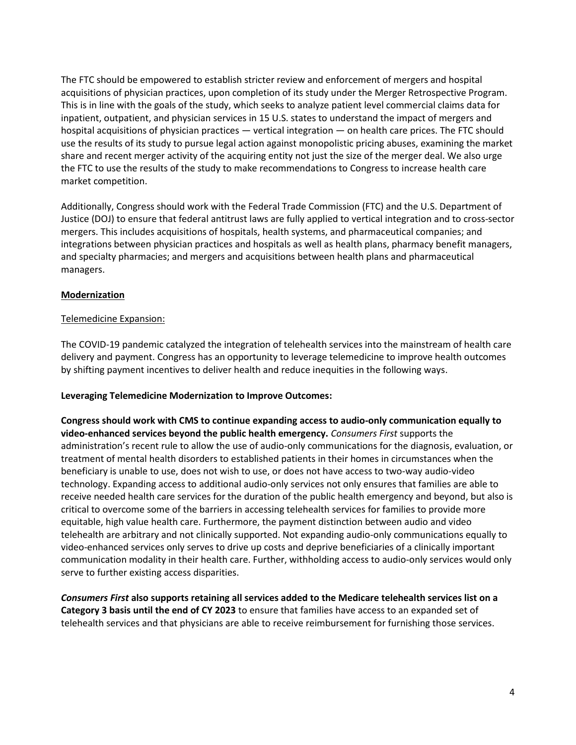The FTC should be empowered to establish stricter review and enforcement of mergers and hospital acquisitions of physician practices, upon completion of its study under the Merger Retrospective Program. This is in line with the goals of the study, which seeks to analyze patient level commercial claims data for inpatient, outpatient, and physician services in 15 U.S. states to understand the impact of mergers and hospital acquisitions of physician practices — vertical integration — on health care prices. The FTC should use the results of its study to pursue legal action against monopolistic pricing abuses, examining the market share and recent merger activity of the acquiring entity not just the size of the merger deal. We also urge the FTC to use the results of the study to make recommendations to Congress to increase health care market competition.

Additionally, Congress should work with the Federal Trade Commission (FTC) and the U.S. Department of Justice (DOJ) to ensure that federal antitrust laws are fully applied to vertical integration and to cross-sector mergers. This includes acquisitions of hospitals, health systems, and pharmaceutical companies; and integrations between physician practices and hospitals as well as health plans, pharmacy benefit managers, and specialty pharmacies; and mergers and acquisitions between health plans and pharmaceutical managers.

## <u>Modernization</u>

### <u>Telemedicine Expansion:</u>

The COVID-19 pandemic catalyzed the integration of telehealth services into the mainstream of health care delivery and payment. Congress has an opportunity to leverage telemedicine to improve health outcomes by shifting payment incentives to deliver health and reduce inequities in the following ways.

**Leveraging Telemedicine Modernization to Improve Outcomes:**

**Congress should work with CMS to continue expanding access to audio-only communication equally to video-enhanced services beyond the public health emergency.** *Consumers First* supports the administration's recent rule to allow the use of audio-only communications for the diagnosis, evaluation, or treatment of mental health disorders to established patients in their homes in circumstances when the beneficiary is unable to use, does not wish to use, or does not have access to two-way audio-video technology. Expanding access to additional audio-only services not only ensures that families are able to receive needed health care services for the duration of the public health emergency and beyond, but also is critical to overcome some of the barriers in accessing telehealth services for families to provide more equitable, high value health care. Furthermore, the payment distinction between audio and video telehealth are arbitrary and not clinically supported. Not expanding audio-only communications equally to video-enhanced services only serves to drive up costs and deprive beneficiaries of a clinically important communication modality in their health care. Further, withholding access to audio-only services would only serve to further existing access disparities.

***Consumers First* also supports retaining all services added to the Medicare telehealth services list on a Category 3 basis until the end of CY 2023** to ensure that families have access to an expanded set of telehealth services and that physicians are able to receive reimbursement for furnishing those services.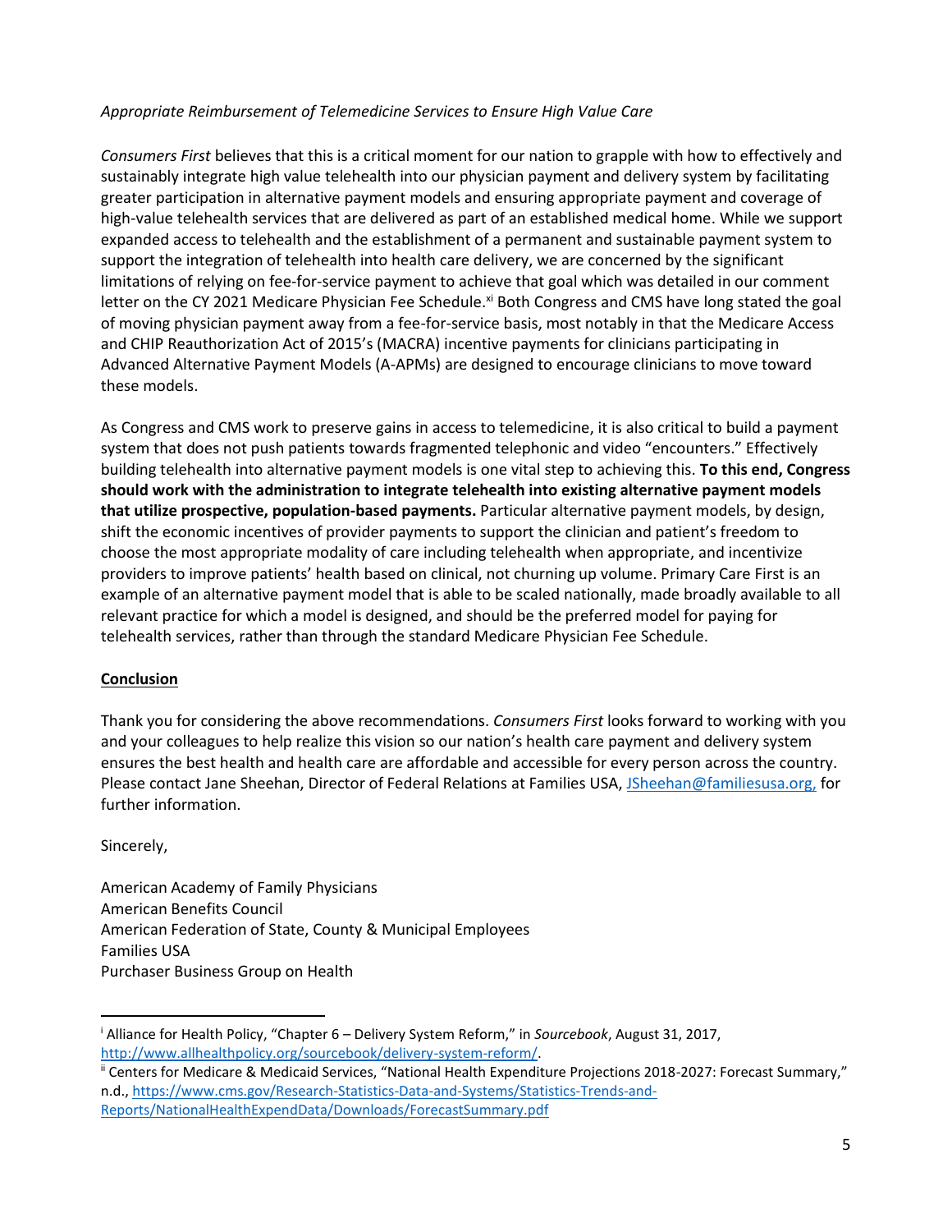*Appropriate Reimbursement of Telemedicine Services to Ensure High Value Care*

*Consumers First* believes that this is a critical moment for our nation to grapple with how to effectively and sustainably integrate high value telehealth into our physician payment and delivery system by facilitating greater participation in alternative payment models and ensuring appropriate payment and coverage of high-value telehealth services that are delivered as part of an established medical home. While we support expanded access to telehealth and the establishment of a permanent and sustainable payment system to support the integration of telehealth into health care delivery, we are concerned by the significant limitations of relying on fee-for-service payment to achieve that goal which was detailed in our comment letter on the CY 2021 Medicare Physician Fee Schedule.[xi] Both Congress and CMS have long stated the goal of moving physician payment away from a fee-for-service basis, most notably in that the Medicare Access and CHIP Reauthorization Act of 2015's (MACRA) incentive payments for clinicians participating in Advanced Alternative Payment Models (A-APMs) are designed to encourage clinicians to move toward these models.

As Congress and CMS work to preserve gains in access to telemedicine, it is also critical to build a payment system that does not push patients towards fragmented telephonic and video "encounters." Effectively building telehealth into alternative payment models is one vital step to achieving this. **To this end, Congress should work with the administration to integrate telehealth into existing alternative payment models that utilize prospective, population-based payments.** Particular alternative payment models, by design, shift the economic incentives of provider payments to support the clinician and patient's freedom to choose the most appropriate modality of care including telehealth when appropriate, and incentivize providers to improve patients' health based on clinical, not churning up volume. Primary Care First is an example of an alternative payment model that is able to be scaled nationally, made broadly available to all relevant practice for which a model is designed, and should be the preferred model for paying for telehealth services, rather than through the standard Medicare Physician Fee Schedule.

**Conclusion**

Thank you for considering the above recommendations. *Consumers First* looks forward to working with you and your colleagues to help realize this vision so our nation's health care payment and delivery system ensures the best health and health care are affordable and accessible for every person across the country. Please contact Jane Sheehan, Director of Federal Relations at Families USA, JSheehan@familiesusa.org, for further information.

Sincerely,

American Academy of Family Physicians
American Benefits Council
American Federation of State, County & Municipal Employees
Families USA
Purchaser Business Group on Health

---

[i] Alliance for Health Policy, "Chapter 6 – Delivery System Reform," in *Sourcebook*, August 31, 2017, http://www.allhealthpolicy.org/sourcebook/delivery-system-reform/.

[ii] Centers for Medicare & Medicaid Services, "National Health Expenditure Projections 2018-2027: Forecast Summary," n.d., https://www.cms.gov/Research-Statistics-Data-and-Systems/Statistics-Trends-and-Reports/NationalHealthExpendData/Downloads/ForecastSummary.pdf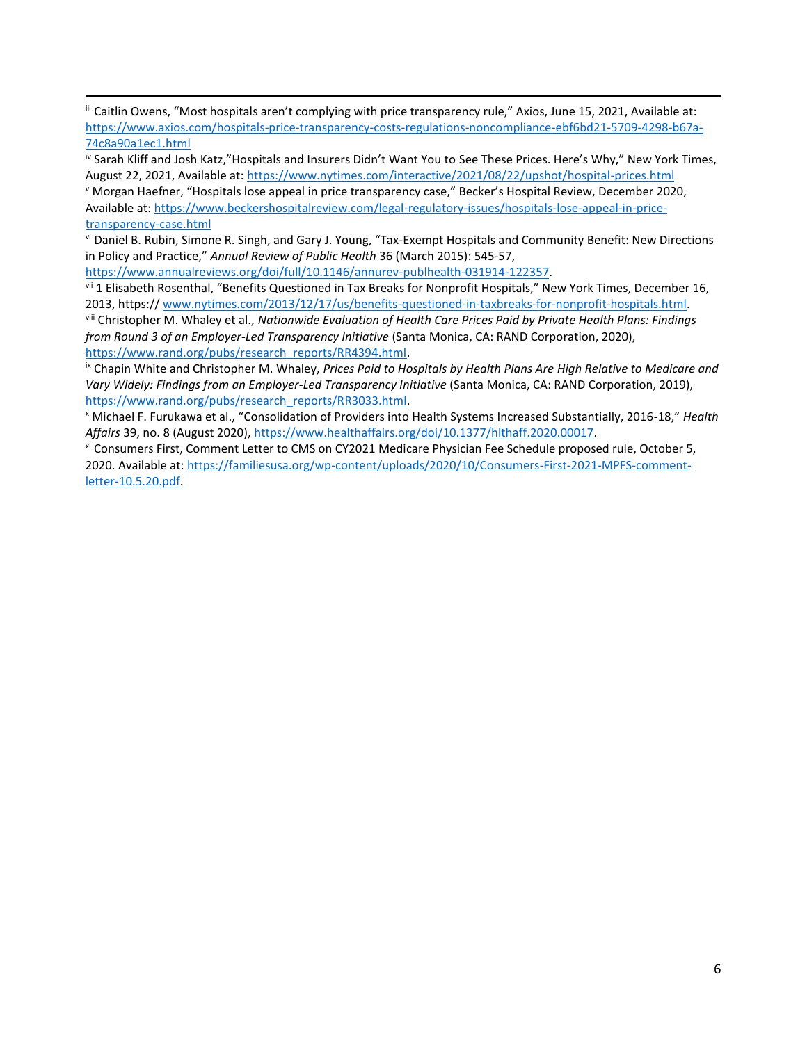[iii] Caitlin Owens, “Most hospitals aren’t complying with price transparency rule,” Axios, June 15, 2021, Available at: https://www.axios.com/hospitals-price-transparency-costs-regulations-noncompliance-ebf6bd21-5709-4298-b67a-74c8a90a1ec1.html

[iv] Sarah Kliff and Josh Katz,”Hospitals and Insurers Didn’t Want You to See These Prices. Here’s Why,” New York Times, August 22, 2021, Available at: https://www.nytimes.com/interactive/2021/08/22/upshot/hospital-prices.html

[v] Morgan Haefner, “Hospitals lose appeal in price transparency case,” Becker’s Hospital Review, December 2020, Available at: https://www.beckershospitalreview.com/legal-regulatory-issues/hospitals-lose-appeal-in-price-transparency-case.html

[vi] Daniel B. Rubin, Simone R. Singh, and Gary J. Young, “Tax-Exempt Hospitals and Community Benefit: New Directions in Policy and Practice,” *Annual Review of Public Health* 36 (March 2015): 545-57, https://www.annualreviews.org/doi/full/10.1146/annurev-publhealth-031914-122357.

[vii] 1 Elisabeth Rosenthal, “Benefits Questioned in Tax Breaks for Nonprofit Hospitals,” New York Times, December 16, 2013, https:// www.nytimes.com/2013/12/17/us/benefits-questioned-in-taxbreaks-for-nonprofit-hospitals.html.

[viii] Christopher M. Whaley et al., *Nationwide Evaluation of Health Care Prices Paid by Private Health Plans: Findings from Round 3 of an Employer-Led Transparency Initiative* (Santa Monica, CA: RAND Corporation, 2020), https://www.rand.org/pubs/research_reports/RR4394.html.

[ix] Chapin White and Christopher M. Whaley, *Prices Paid to Hospitals by Health Plans Are High Relative to Medicare and Vary Widely: Findings from an Employer-Led Transparency Initiative* (Santa Monica, CA: RAND Corporation, 2019), https://www.rand.org/pubs/research_reports/RR3033.html.

[x] Michael F. Furukawa et al., “Consolidation of Providers into Health Systems Increased Substantially, 2016-18,” *Health Affairs* 39, no. 8 (August 2020), https://www.healthaffairs.org/doi/10.1377/hlthaff.2020.00017.

[xi] Consumers First, Comment Letter to CMS on CY2021 Medicare Physician Fee Schedule proposed rule, October 5, 2020. Available at: https://familiesusa.org/wp-content/uploads/2020/10/Consumers-First-2021-MPFS-comment-letter-10.5.20.pdf.